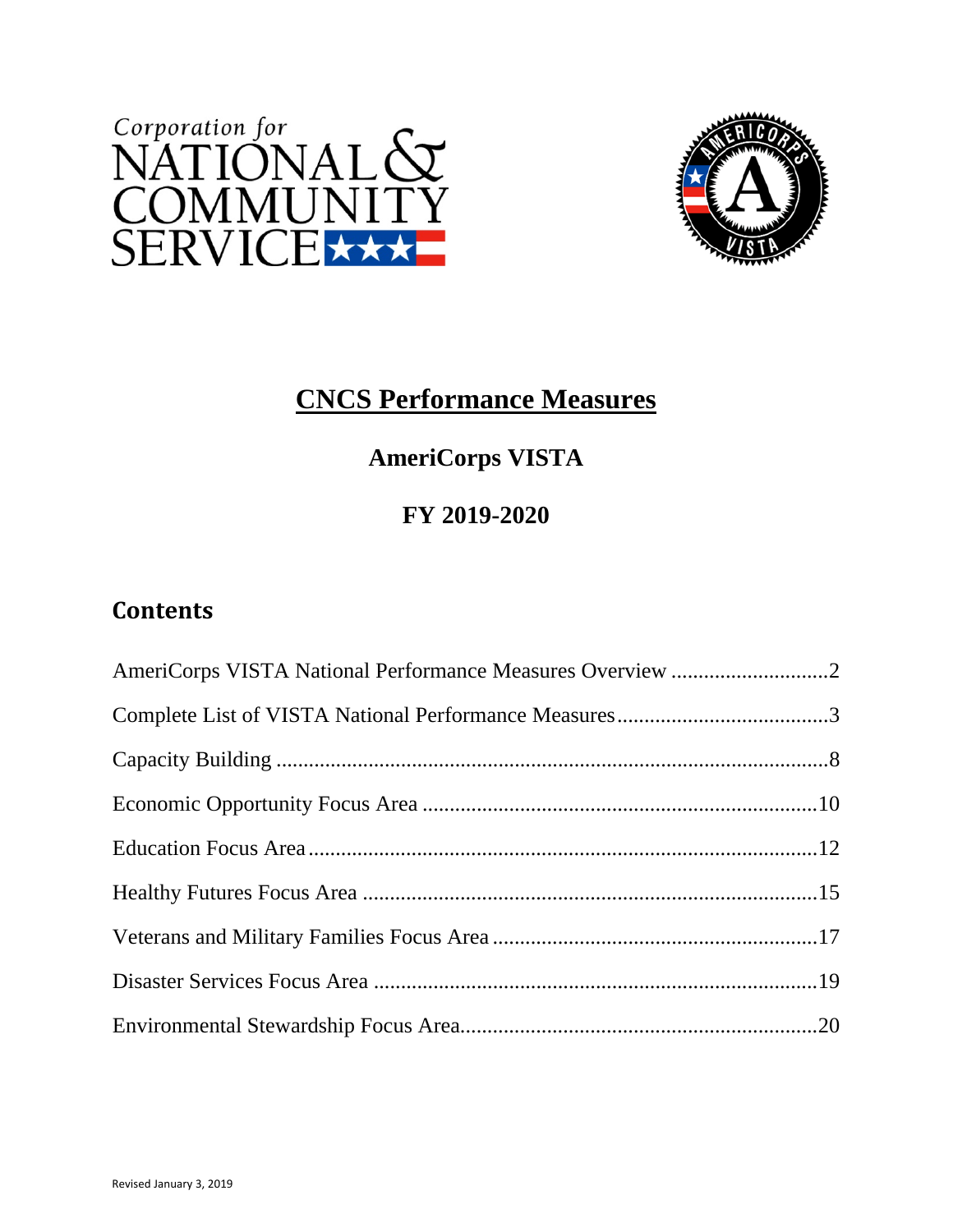# CNCS Performance Measures

## AmeriCorps VISTA

## FY 2019-2020

## Contents

AmeriCorps VISTA National Performance Measures Overview .............................2

Complete List of VISTA National Performance Measures.......................................3

Capacity Building .....................................................................................................8

Economic Opportunity Focus Area .........................................................................10

Education Focus Area..............................................................................................12

Healthy Futures Focus Area ....................................................................................15

Veterans and Military Families Focus Area ............................................................17

Disaster Services Focus Area ..................................................................................19

Environmental Stewardship Focus Area..................................................................20

Revised January 3, 2019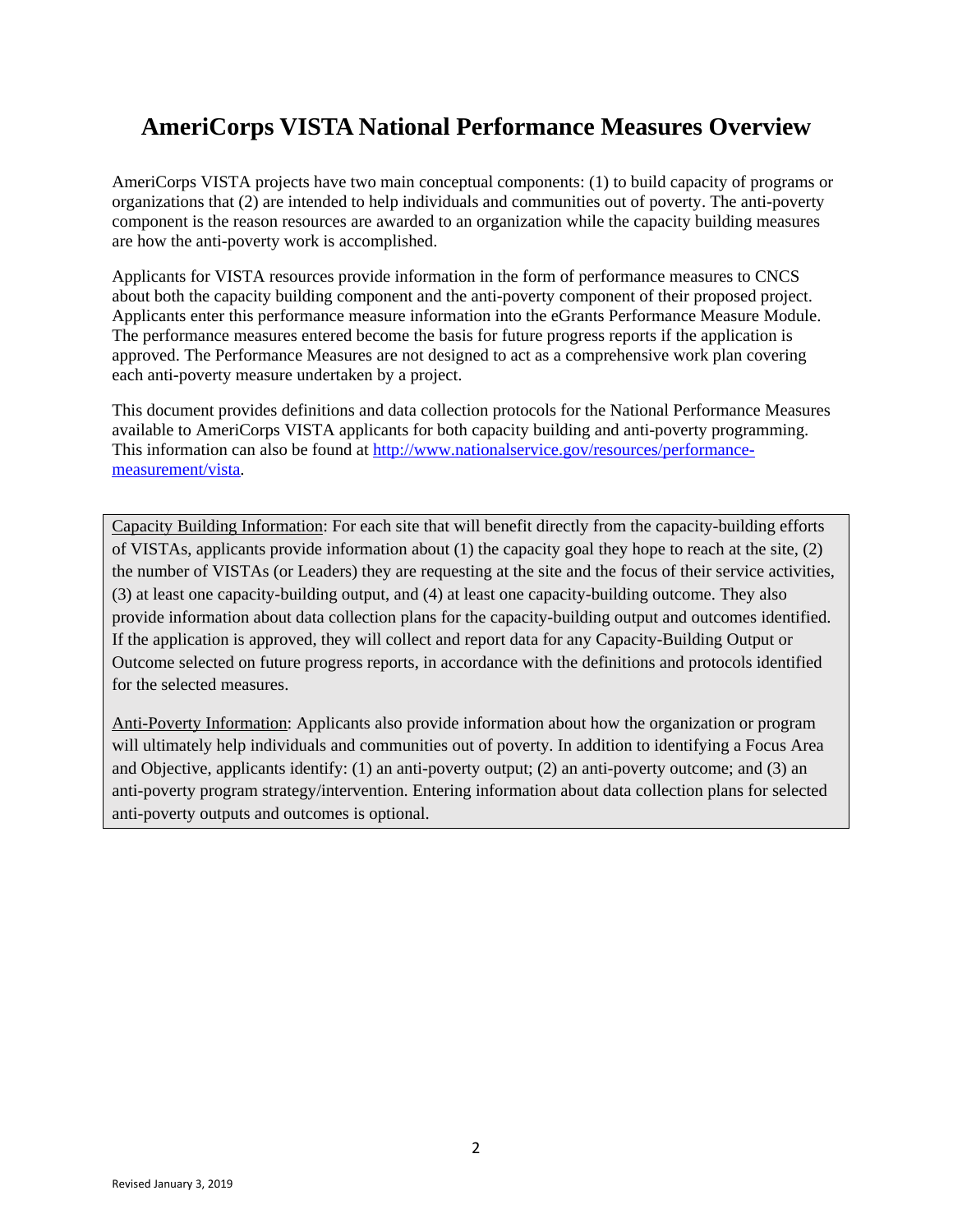# AmeriCorps VISTA National Performance Measures Overview

AmeriCorps VISTA projects have two main conceptual components: (1) to build capacity of programs or organizations that (2) are intended to help individuals and communities out of poverty. The anti-poverty component is the reason resources are awarded to an organization while the capacity building measures are how the anti-poverty work is accomplished.

Applicants for VISTA resources provide information in the form of performance measures to CNCS about both the capacity building component and the anti-poverty component of their proposed project. Applicants enter this performance measure information into the eGrants Performance Measure Module. The performance measures entered become the basis for future progress reports if the application is approved. The Performance Measures are not designed to act as a comprehensive work plan covering each anti-poverty measure undertaken by a project.

This document provides definitions and data collection protocols for the National Performance Measures available to AmeriCorps VISTA applicants for both capacity building and anti-poverty programming. This information can also be found at [http://www.nationalservice.gov/resources/performance-measurement/vista](http://www.nationalservice.gov/resources/performance-measurement/vista).

Capacity Building Information: For each site that will benefit directly from the capacity-building efforts of VISTAs, applicants provide information about (1) the capacity goal they hope to reach at the site, (2) the number of VISTAs (or Leaders) they are requesting at the site and the focus of their service activities, (3) at least one capacity-building output, and (4) at least one capacity-building outcome. They also provide information about data collection plans for the capacity-building output and outcomes identified. If the application is approved, they will collect and report data for any Capacity-Building Output or Outcome selected on future progress reports, in accordance with the definitions and protocols identified for the selected measures.

Anti-Poverty Information: Applicants also provide information about how the organization or program will ultimately help individuals and communities out of poverty. In addition to identifying a Focus Area and Objective, applicants identify: (1) an anti-poverty output; (2) an anti-poverty outcome; and (3) an anti-poverty program strategy/intervention. Entering information about data collection plans for selected anti-poverty outputs and outcomes is optional.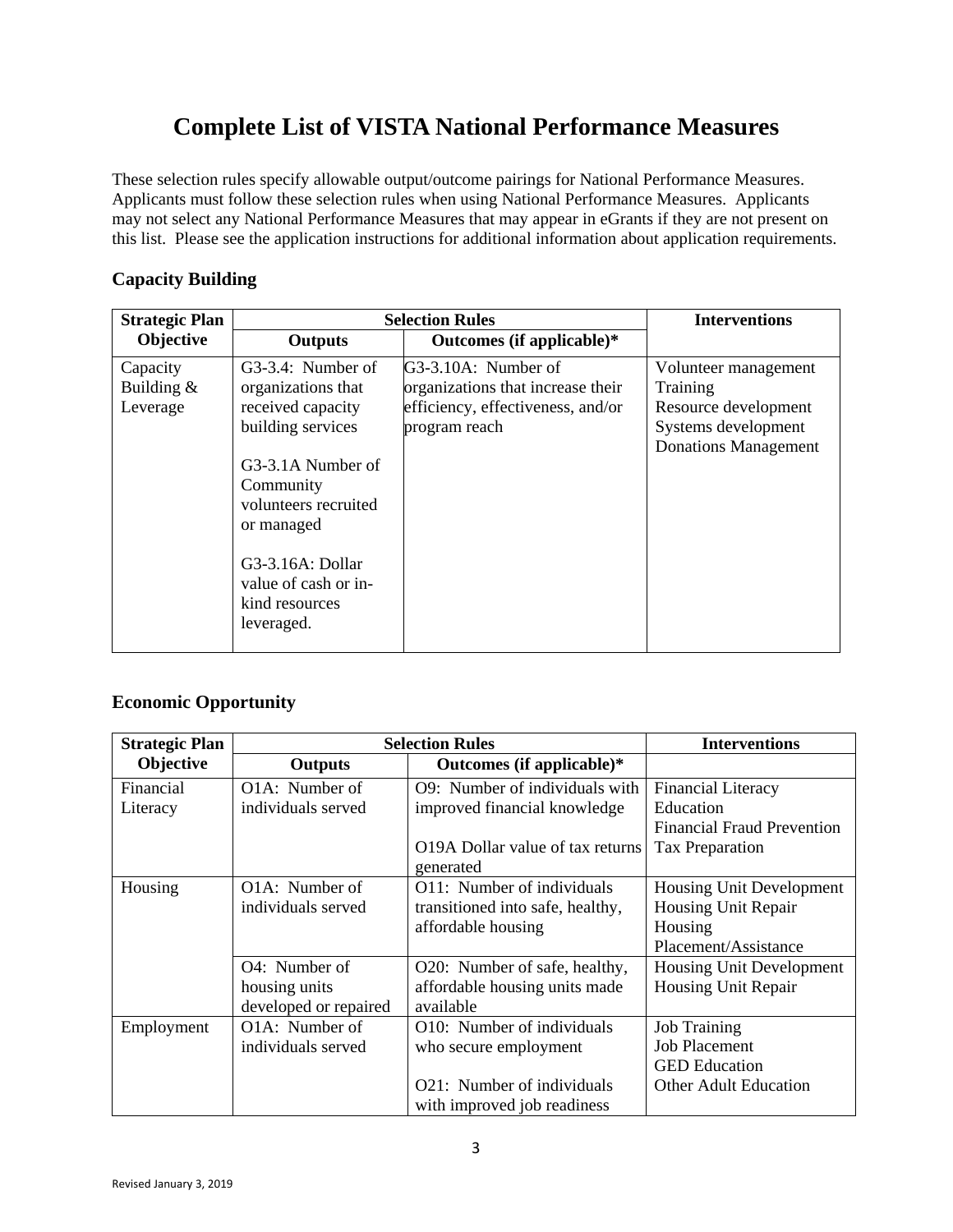# Complete List of VISTA National Performance Measures

These selection rules specify allowable output/outcome pairings for National Performance Measures. Applicants must follow these selection rules when using National Performance Measures. Applicants may not select any National Performance Measures that may appear in eGrants if they are not present on this list. Please see the application instructions for additional information about application requirements.

## Capacity Building

| Strategic Plan Objective | Selection Rules | | Interventions |
|---|---|---|---|
| | Outputs | Outcomes (if applicable)* | |
| Capacity Building & Leverage | G3-3.4: Number of organizations that received capacity building services<br><br>G3-3.1A Number of Community volunteers recruited or managed<br><br>G3-3.16A: Dollar value of cash or in-kind resources leveraged. | G3-3.10A: Number of organizations that increase their efficiency, effectiveness, and/or program reach | Volunteer management<br>Training<br>Resource development<br>Systems development<br>Donations Management |

## Economic Opportunity

| Strategic Plan Objective | Selection Rules | | Interventions |
|---|---|---|---|
| | Outputs | Outcomes (if applicable)* | |
| Financial Literacy | O1A: Number of individuals served | O9: Number of individuals with improved financial knowledge<br><br>O19A Dollar value of tax returns generated | Financial Literacy Education<br>Financial Fraud Prevention<br>Tax Preparation |
| Housing | O1A: Number of individuals served | O11: Number of individuals transitioned into safe, healthy, affordable housing | Housing Unit Development<br>Housing Unit Repair<br>Housing Placement/Assistance |
| | O4: Number of housing units developed or repaired | O20: Number of safe, healthy, affordable housing units made available | Housing Unit Development<br>Housing Unit Repair |
| Employment | O1A: Number of individuals served | O10: Number of individuals who secure employment<br><br>O21: Number of individuals with improved job readiness | Job Training<br>Job Placement<br>GED Education<br>Other Adult Education |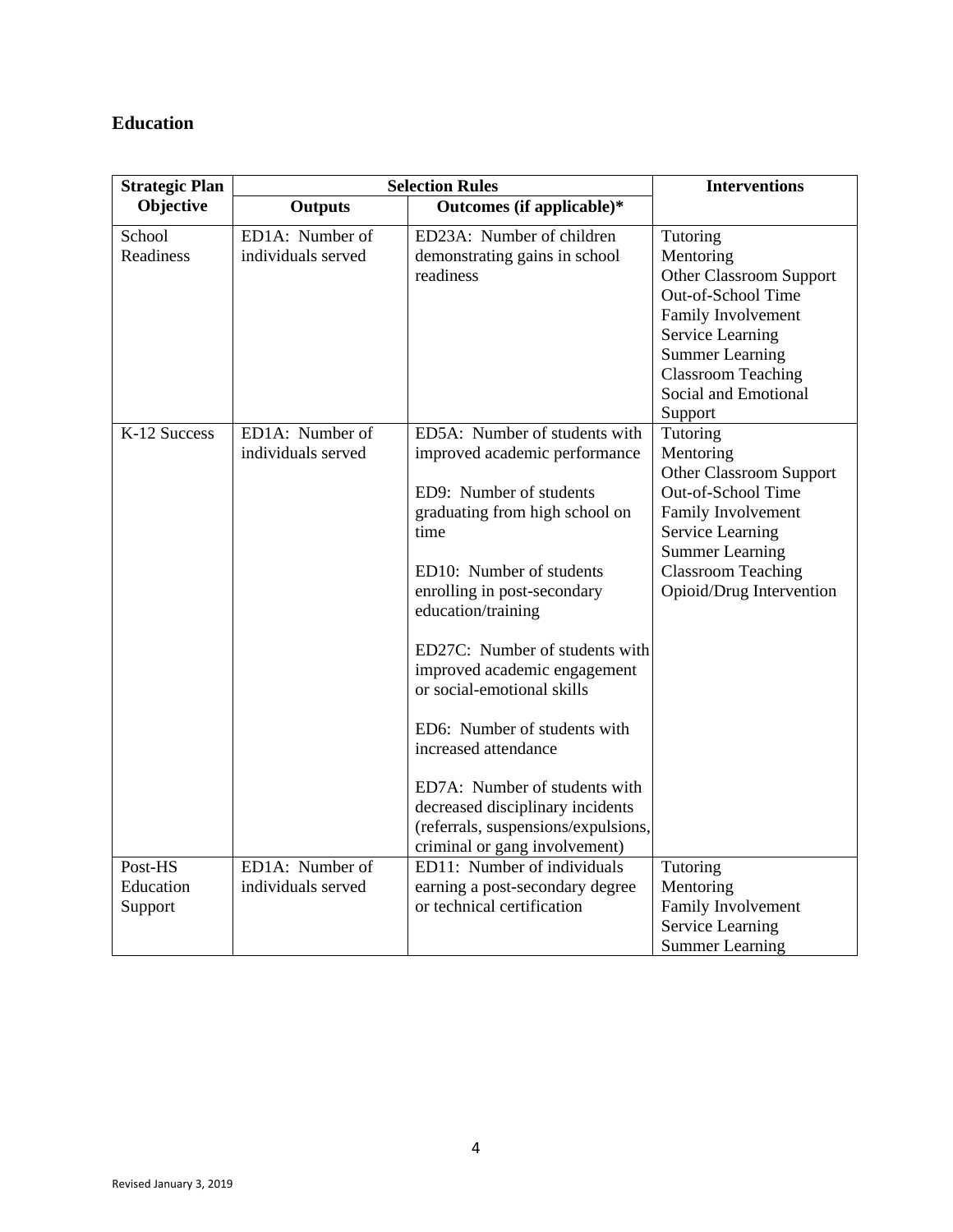## Education

| Strategic Plan Objective | Selection Rules | | Interventions |
|---|---|---|---|
| | Outputs | Outcomes (if applicable)* | |
| School Readiness | ED1A: Number of individuals served | ED23A: Number of children demonstrating gains in school readiness | Tutoring<br>Mentoring<br>Other Classroom Support<br>Out-of-School Time<br>Family Involvement<br>Service Learning<br>Summer Learning<br>Classroom Teaching<br>Social and Emotional Support |
| K-12 Success | ED1A: Number of individuals served | ED5A: Number of students with improved academic performance<br><br>ED9: Number of students graduating from high school on time<br><br>ED10: Number of students enrolling in post-secondary education/training<br><br>ED27C: Number of students with improved academic engagement or social-emotional skills<br><br>ED6: Number of students with increased attendance<br><br>ED7A: Number of students with decreased disciplinary incidents (referrals, suspensions/expulsions, criminal or gang involvement) | Tutoring<br>Mentoring<br>Other Classroom Support<br>Out-of-School Time<br>Family Involvement<br>Service Learning<br>Summer Learning<br>Classroom Teaching<br>Opioid/Drug Intervention |
| Post-HS Education Support | ED1A: Number of individuals served | ED11: Number of individuals earning a post-secondary degree or technical certification | Tutoring<br>Mentoring<br>Family Involvement<br>Service Learning<br>Summer Learning |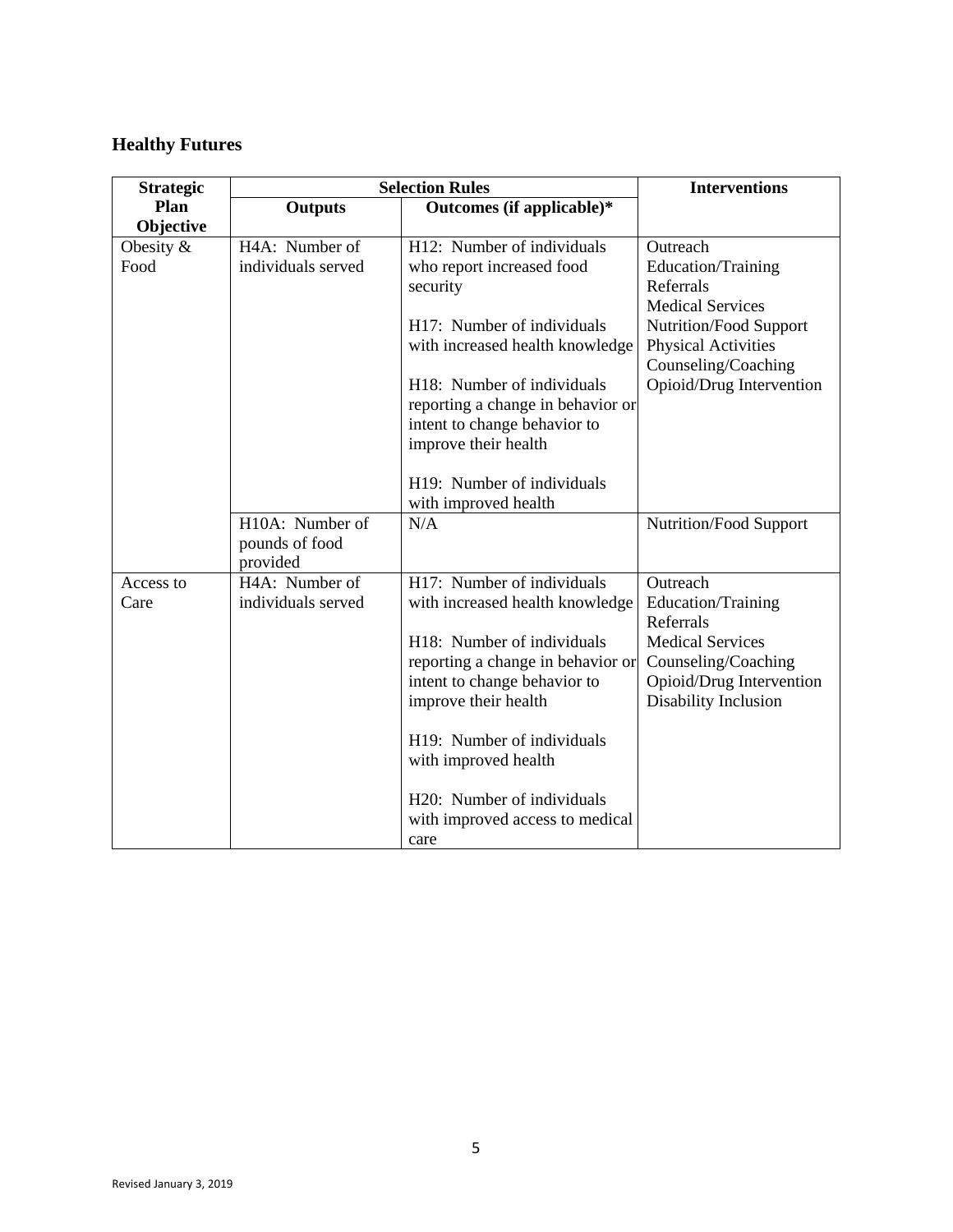## Healthy Futures

| Strategic Plan Objective | Selection Rules | | Interventions |
|---|---|---|---|
| | Outputs | Outcomes (if applicable)* | |
| Obesity & Food | H4A: Number of individuals served | H12: Number of individuals who report increased food security<br><br>H17: Number of individuals with increased health knowledge<br><br>H18: Number of individuals reporting a change in behavior or intent to change behavior to improve their health<br><br>H19: Number of individuals with improved health | Outreach<br>Education/Training<br>Referrals<br>Medical Services<br>Nutrition/Food Support<br>Physical Activities<br>Counseling/Coaching<br>Opioid/Drug Intervention |
| | H10A: Number of pounds of food provided | N/A | Nutrition/Food Support |
| Access to Care | H4A: Number of individuals served | H17: Number of individuals with increased health knowledge<br><br>H18: Number of individuals reporting a change in behavior or intent to change behavior to improve their health<br><br>H19: Number of individuals with improved health<br><br>H20: Number of individuals with improved access to medical care | Outreach<br>Education/Training<br>Referrals<br>Medical Services<br>Counseling/Coaching<br>Opioid/Drug Intervention<br>Disability Inclusion |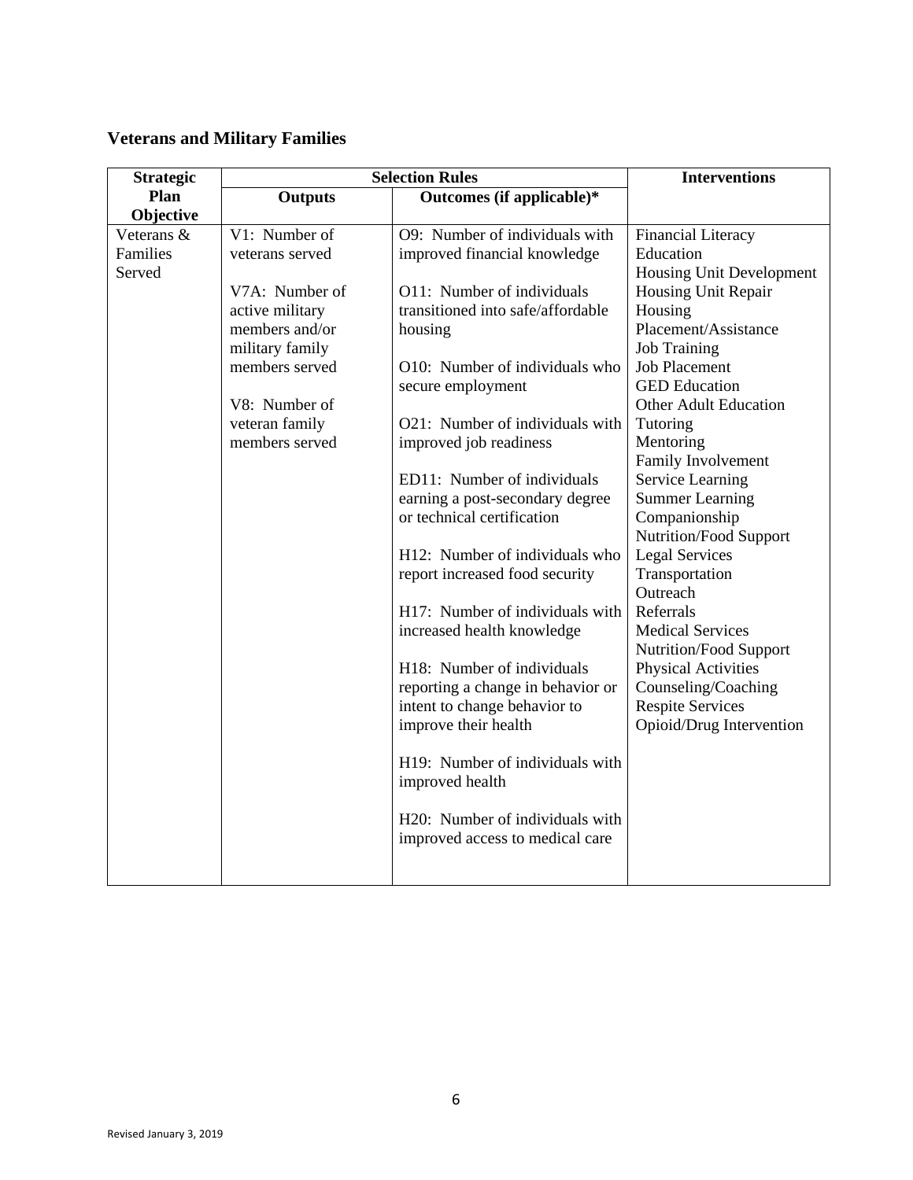## Veterans and Military Families

| Strategic Plan Objective | Selection Rules | | Interventions |
|---|---|---|---|
| | Outputs | Outcomes (if applicable)* | |
| Veterans & Families Served | V1: Number of veterans served<br><br>V7A: Number of active military members and/or military family members served<br><br>V8: Number of veteran family members served | O9: Number of individuals with improved financial knowledge<br><br>O11: Number of individuals transitioned into safe/affordable housing<br><br>O10: Number of individuals who secure employment<br><br>O21: Number of individuals with improved job readiness<br><br>ED11: Number of individuals earning a post-secondary degree or technical certification<br><br>H12: Number of individuals who report increased food security<br><br>H17: Number of individuals with increased health knowledge<br><br>H18: Number of individuals reporting a change in behavior or intent to change behavior to improve their health<br><br>H19: Number of individuals with improved health<br><br>H20: Number of individuals with improved access to medical care | Financial Literacy Education<br>Housing Unit Development<br>Housing Unit Repair<br>Housing Placement/Assistance<br>Job Training<br>Job Placement<br>GED Education<br>Other Adult Education<br>Tutoring<br>Mentoring<br>Family Involvement<br>Service Learning<br>Summer Learning<br>Companionship<br>Nutrition/Food Support<br>Legal Services<br>Transportation<br>Outreach<br>Referrals<br>Medical Services<br>Nutrition/Food Support<br>Physical Activities<br>Counseling/Coaching<br>Respite Services<br>Opioid/Drug Intervention |

Revised January 3, 2019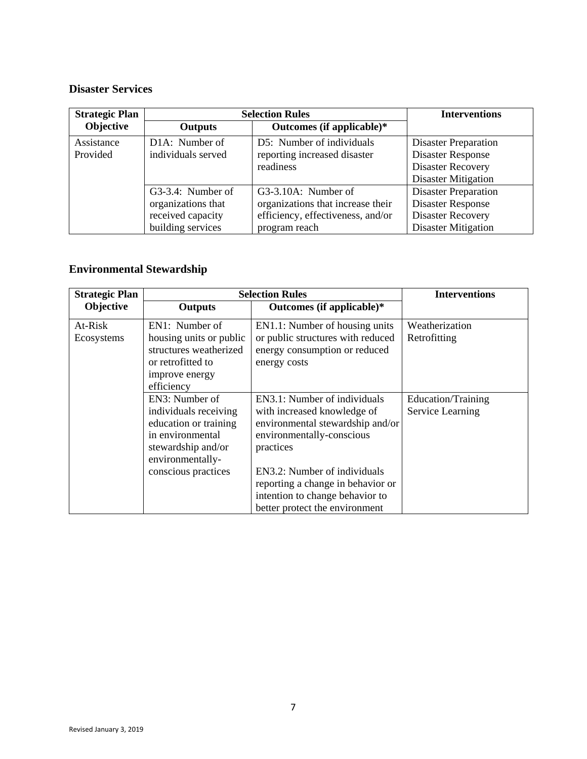## Disaster Services

| Strategic Plan Objective | Selection Rules | | Interventions |
|---|---|---|---|
| | **Outputs** | **Outcomes (if applicable)*** | |
| Assistance Provided | D1A: Number of individuals served | D5: Number of individuals reporting increased disaster readiness | Disaster Preparation<br>Disaster Response<br>Disaster Recovery<br>Disaster Mitigation |
| | G3-3.4: Number of organizations that received capacity building services | G3-3.10A: Number of organizations that increase their efficiency, effectiveness, and/or program reach | Disaster Preparation<br>Disaster Response<br>Disaster Recovery<br>Disaster Mitigation |

## Environmental Stewardship

| Strategic Plan Objective | Selection Rules | | Interventions |
|---|---|---|---|
| | **Outputs** | **Outcomes (if applicable)*** | |
| At-Risk Ecosystems | EN1: Number of housing units or public structures weatherized or retrofitted to improve energy efficiency | EN1.1: Number of housing units or public structures with reduced energy consumption or reduced energy costs | Weatherization<br>Retrofitting |
| | EN3: Number of individuals receiving education or training in environmental stewardship and/or environmentally-conscious practices | EN3.1: Number of individuals with increased knowledge of environmental stewardship and/or environmentally-conscious practices<br><br>EN3.2: Number of individuals reporting a change in behavior or intention to change behavior to better protect the environment | Education/Training<br>Service Learning |

Revised January 3, 2019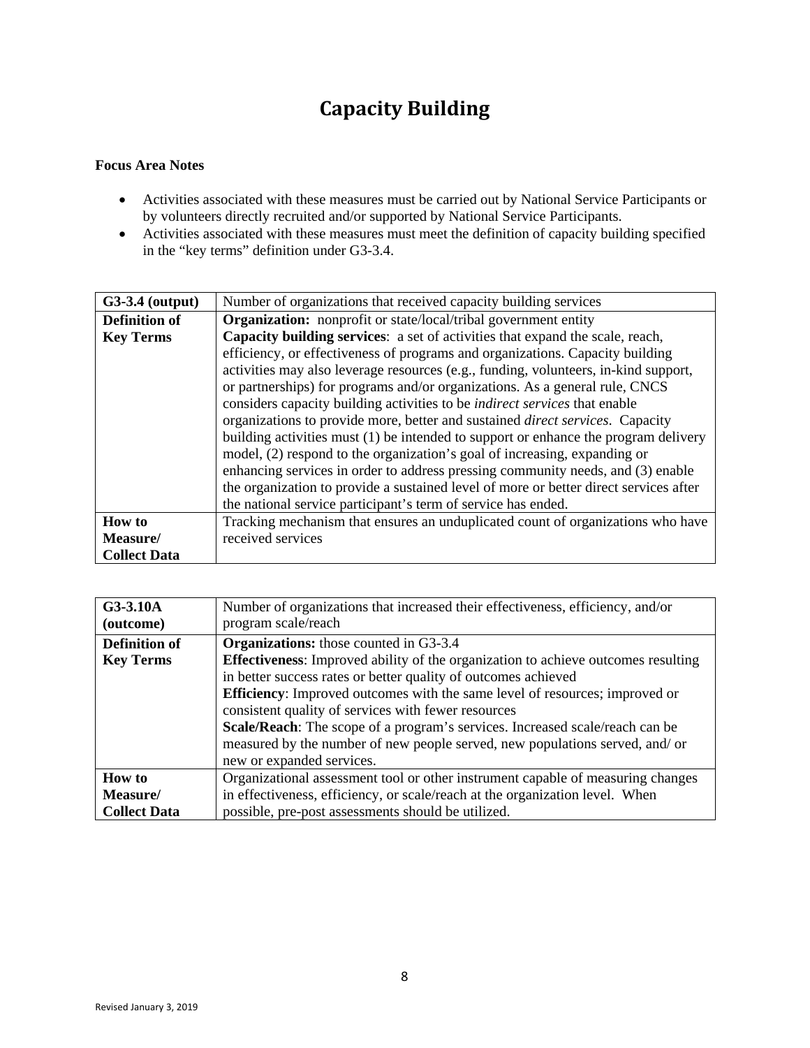# Capacity Building

**Focus Area Notes**

- Activities associated with these measures must be carried out by National Service Participants or by volunteers directly recruited and/or supported by National Service Participants.
- Activities associated with these measures must meet the definition of capacity building specified in the "key terms" definition under G3-3.4.

| **G3-3.4 (output)** | Number of organizations that received capacity building services |
|---|---|
| **Definition of Key Terms** | **Organization:** nonprofit or state/local/tribal government entity<br>**Capacity building services**: a set of activities that expand the scale, reach, efficiency, or effectiveness of programs and organizations. Capacity building activities may also leverage resources (e.g., funding, volunteers, in-kind support, or partnerships) for programs and/or organizations. As a general rule, CNCS considers capacity building activities to be *indirect services* that enable organizations to provide more, better and sustained *direct services*. Capacity building activities must (1) be intended to support or enhance the program delivery model, (2) respond to the organization's goal of increasing, expanding or enhancing services in order to address pressing community needs, and (3) enable the organization to provide a sustained level of more or better direct services after the national service participant's term of service has ended. |
| **How to Measure/ Collect Data** | Tracking mechanism that ensures an unduplicated count of organizations who have received services |

| **G3-3.10A (outcome)** | Number of organizations that increased their effectiveness, efficiency, and/or program scale/reach |
|---|---|
| **Definition of Key Terms** | **Organizations:** those counted in G3-3.4<br>**Effectiveness**: Improved ability of the organization to achieve outcomes resulting in better success rates or better quality of outcomes achieved<br>**Efficiency**: Improved outcomes with the same level of resources; improved or consistent quality of services with fewer resources<br>**Scale/Reach**: The scope of a program's services. Increased scale/reach can be measured by the number of new people served, new populations served, and/ or new or expanded services. |
| **How to Measure/ Collect Data** | Organizational assessment tool or other instrument capable of measuring changes in effectiveness, efficiency, or scale/reach at the organization level. When possible, pre-post assessments should be utilized. |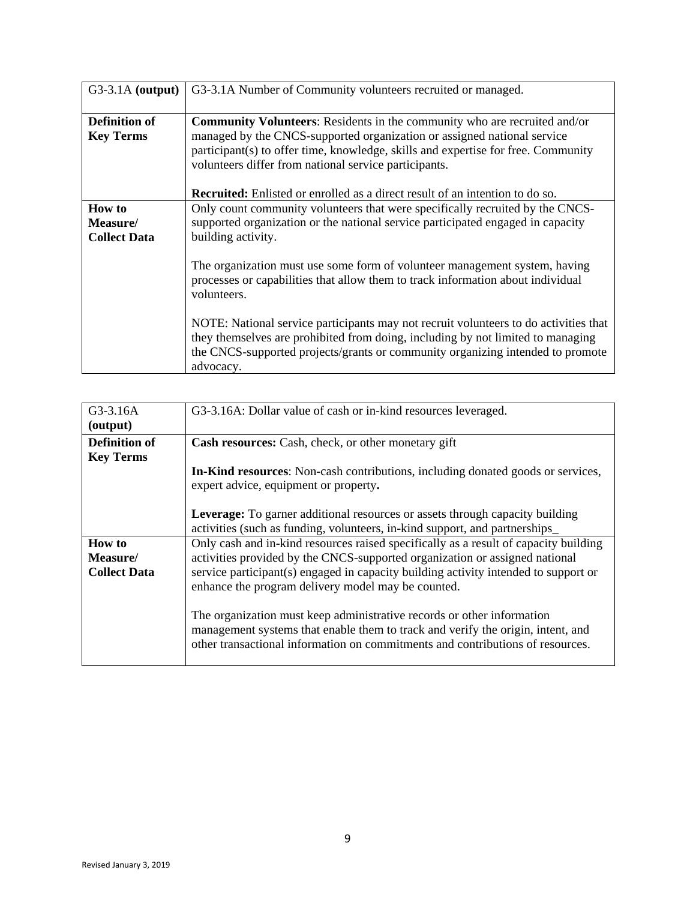| G3-3.1A **(output)** | G3-3.1A Number of Community volunteers recruited or managed. |
|---|---|
| **Definition of Key Terms** | **Community Volunteers**: Residents in the community who are recruited and/or managed by the CNCS-supported organization or assigned national service participant(s) to offer time, knowledge, skills and expertise for free. Community volunteers differ from national service participants.<br><br>**Recruited:** Enlisted or enrolled as a direct result of an intention to do so. |
| **How to Measure/ Collect Data** | Only count community volunteers that were specifically recruited by the CNCS-supported organization or the national service participated engaged in capacity building activity.<br><br>The organization must use some form of volunteer management system, having processes or capabilities that allow them to track information about individual volunteers.<br><br>NOTE: National service participants may not recruit volunteers to do activities that they themselves are prohibited from doing, including by not limited to managing the CNCS-supported projects/grants or community organizing intended to promote advocacy. |

| G3-3.16A **(output)** | G3-3.16A: Dollar value of cash or in-kind resources leveraged. |
|---|---|
| **Definition of Key Terms** | **Cash resources:** Cash, check, or other monetary gift<br><br>**In-Kind resources**: Non-cash contributions, including donated goods or services, expert advice, equipment or property**.**<br><br>**Leverage:** To garner additional resources or assets through capacity building activities (such as funding, volunteers, in-kind support, and partnerships_ |
| **How to Measure/ Collect Data** | Only cash and in-kind resources raised specifically as a result of capacity building activities provided by the CNCS-supported organization or assigned national service participant(s) engaged in capacity building activity intended to support or enhance the program delivery model may be counted.<br><br>The organization must keep administrative records or other information management systems that enable them to track and verify the origin, intent, and other transactional information on commitments and contributions of resources. |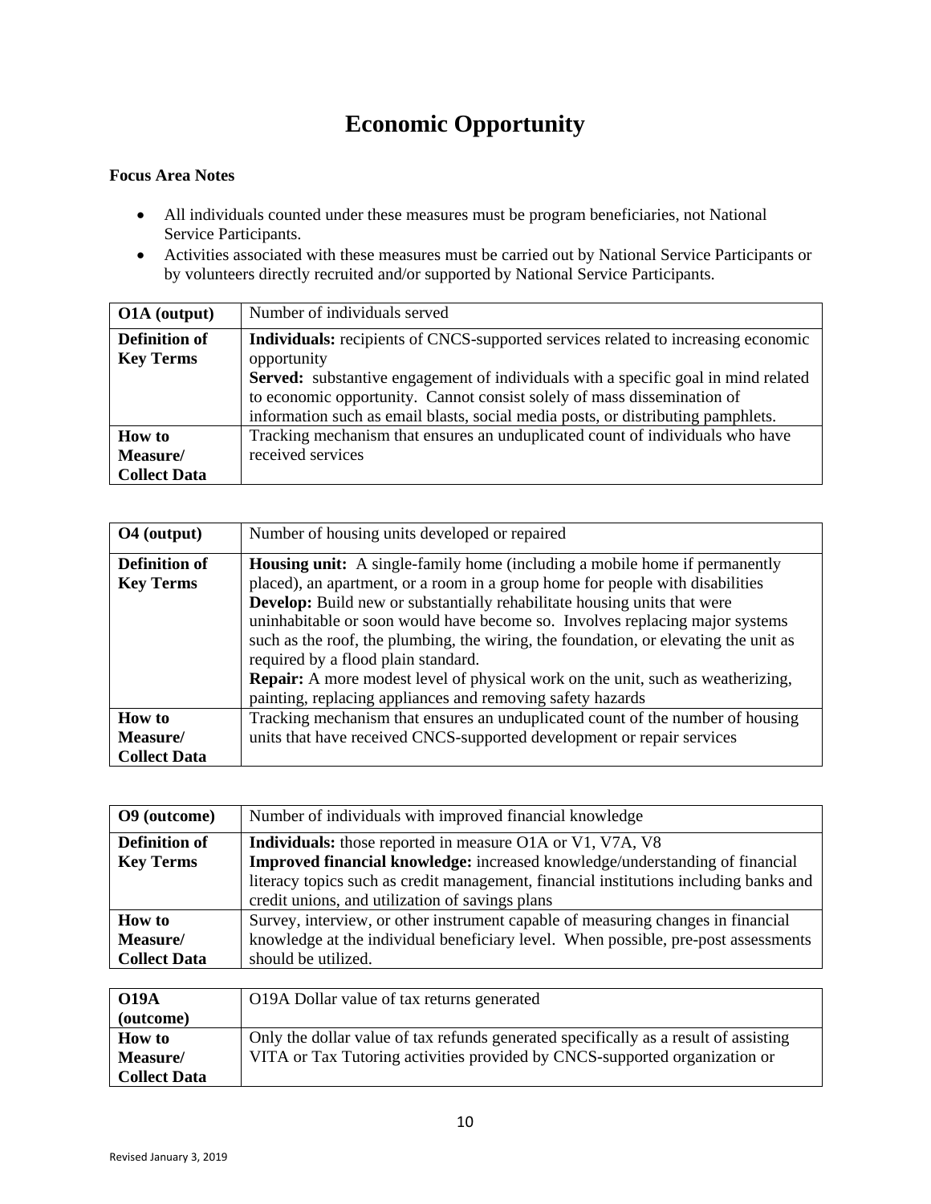# Economic Opportunity

**Focus Area Notes**

- All individuals counted under these measures must be program beneficiaries, not National Service Participants.
- Activities associated with these measures must be carried out by National Service Participants or by volunteers directly recruited and/or supported by National Service Participants.

| **O1A (output)** | Number of individuals served |
|---|---|
| **Definition of Key Terms** | **Individuals:** recipients of CNCS-supported services related to increasing economic opportunity<br>**Served:** substantive engagement of individuals with a specific goal in mind related to economic opportunity. Cannot consist solely of mass dissemination of information such as email blasts, social media posts, or distributing pamphlets. |
| **How to Measure/ Collect Data** | Tracking mechanism that ensures an unduplicated count of individuals who have received services |

| **O4 (output)** | Number of housing units developed or repaired |
|---|---|
| **Definition of Key Terms** | **Housing unit:** A single-family home (including a mobile home if permanently placed), an apartment, or a room in a group home for people with disabilities<br>**Develop:** Build new or substantially rehabilitate housing units that were uninhabitable or soon would have become so. Involves replacing major systems such as the roof, the plumbing, the wiring, the foundation, or elevating the unit as required by a flood plain standard.<br>**Repair:** A more modest level of physical work on the unit, such as weatherizing, painting, replacing appliances and removing safety hazards |
| **How to Measure/ Collect Data** | Tracking mechanism that ensures an unduplicated count of the number of housing units that have received CNCS-supported development or repair services |

| **O9 (outcome)** | Number of individuals with improved financial knowledge |
|---|---|
| **Definition of Key Terms** | **Individuals:** those reported in measure O1A or V1, V7A, V8<br>**Improved financial knowledge:** increased knowledge/understanding of financial literacy topics such as credit management, financial institutions including banks and credit unions, and utilization of savings plans |
| **How to Measure/ Collect Data** | Survey, interview, or other instrument capable of measuring changes in financial knowledge at the individual beneficiary level. When possible, pre-post assessments should be utilized. |

| **O19A (outcome)** | O19A Dollar value of tax returns generated |
|---|---|
| **How to Measure/ Collect Data** | Only the dollar value of tax refunds generated specifically as a result of assisting VITA or Tax Tutoring activities provided by CNCS-supported organization or |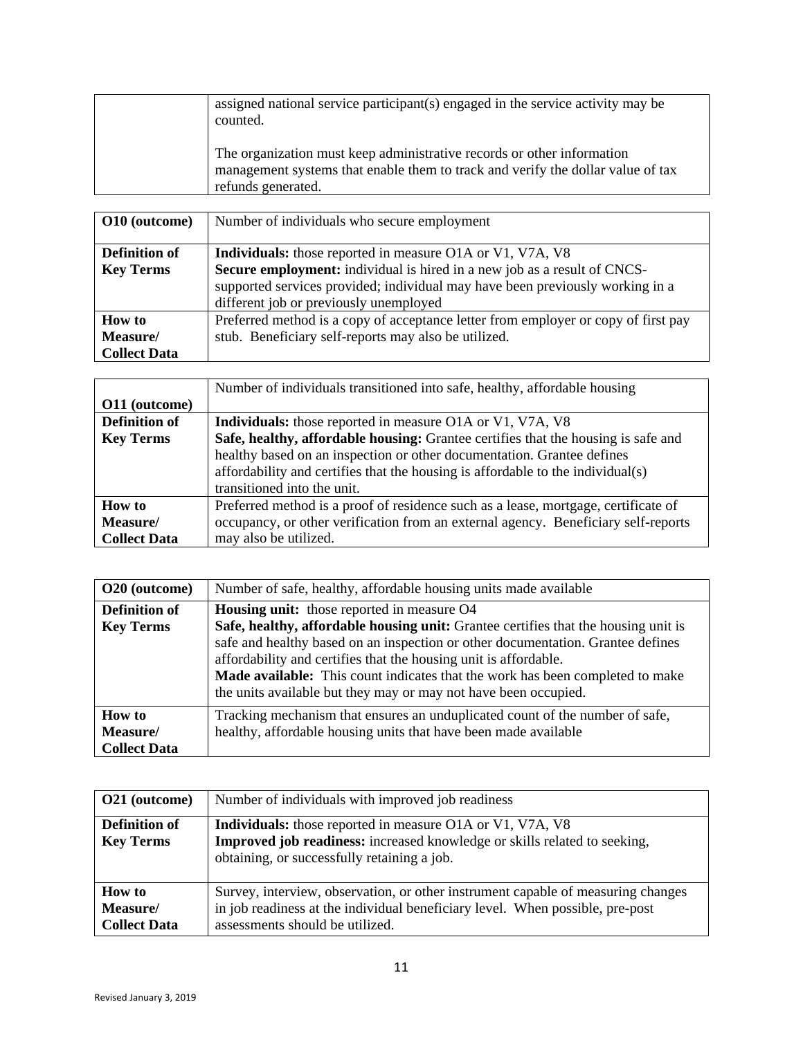| | |
|---|---|
| | assigned national service participant(s) engaged in the service activity may be counted.<br><br>The organization must keep administrative records or other information management systems that enable them to track and verify the dollar value of tax refunds generated. |

| **O10 (outcome)** | Number of individuals who secure employment |
|---|---|
| **Definition of Key Terms** | **Individuals:** those reported in measure O1A or V1, V7A, V8<br>**Secure employment:** individual is hired in a new job as a result of CNCS-supported services provided; individual may have been previously working in a different job or previously unemployed |
| **How to Measure/ Collect Data** | Preferred method is a copy of acceptance letter from employer or copy of first pay stub. Beneficiary self-reports may also be utilized. |

| **O11 (outcome)** | Number of individuals transitioned into safe, healthy, affordable housing |
|---|---|
| **Definition of Key Terms** | **Individuals:** those reported in measure O1A or V1, V7A, V8<br>**Safe, healthy, affordable housing:** Grantee certifies that the housing is safe and healthy based on an inspection or other documentation. Grantee defines affordability and certifies that the housing is affordable to the individual(s) transitioned into the unit. |
| **How to Measure/ Collect Data** | Preferred method is a proof of residence such as a lease, mortgage, certificate of occupancy, or other verification from an external agency. Beneficiary self-reports may also be utilized. |

| **O20 (outcome)** | Number of safe, healthy, affordable housing units made available |
|---|---|
| **Definition of Key Terms** | **Housing unit:** those reported in measure O4<br>**Safe, healthy, affordable housing unit:** Grantee certifies that the housing unit is safe and healthy based on an inspection or other documentation. Grantee defines affordability and certifies that the housing unit is affordable.<br>**Made available:** This count indicates that the work has been completed to make the units available but they may or may not have been occupied. |
| **How to Measure/ Collect Data** | Tracking mechanism that ensures an unduplicated count of the number of safe, healthy, affordable housing units that have been made available |

| **O21 (outcome)** | Number of individuals with improved job readiness |
|---|---|
| **Definition of Key Terms** | **Individuals:** those reported in measure O1A or V1, V7A, V8<br>**Improved job readiness:** increased knowledge or skills related to seeking, obtaining, or successfully retaining a job. |
| **How to Measure/ Collect Data** | Survey, interview, observation, or other instrument capable of measuring changes in job readiness at the individual beneficiary level. When possible, pre-post assessments should be utilized. |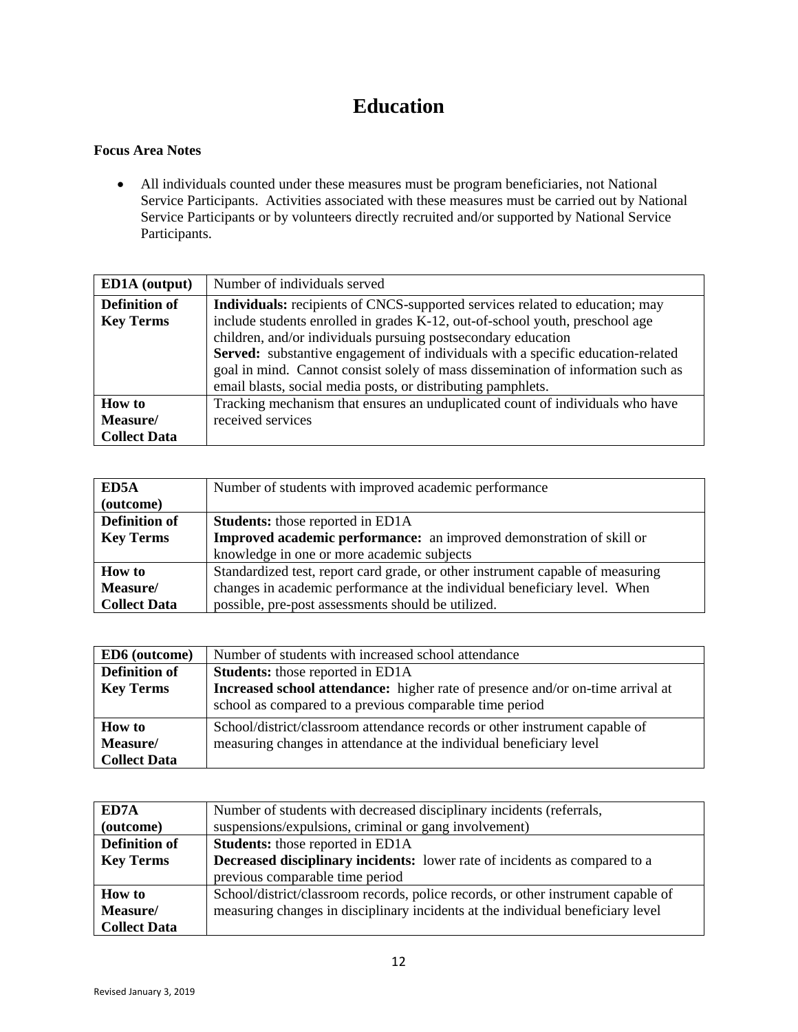# Education

**Focus Area Notes**

- All individuals counted under these measures must be program beneficiaries, not National Service Participants. Activities associated with these measures must be carried out by National Service Participants or by volunteers directly recruited and/or supported by National Service Participants.

| **ED1A (output)** | Number of individuals served |
|---|---|
| **Definition of Key Terms** | **Individuals:** recipients of CNCS-supported services related to education; may include students enrolled in grades K-12, out-of-school youth, preschool age children, and/or individuals pursuing postsecondary education<br>**Served:** substantive engagement of individuals with a specific education-related goal in mind. Cannot consist solely of mass dissemination of information such as email blasts, social media posts, or distributing pamphlets. |
| **How to Measure/ Collect Data** | Tracking mechanism that ensures an unduplicated count of individuals who have received services |

| **ED5A (outcome)** | Number of students with improved academic performance |
|---|---|
| **Definition of Key Terms** | **Students:** those reported in ED1A<br>**Improved academic performance:** an improved demonstration of skill or knowledge in one or more academic subjects |
| **How to Measure/ Collect Data** | Standardized test, report card grade, or other instrument capable of measuring changes in academic performance at the individual beneficiary level. When possible, pre-post assessments should be utilized. |

| **ED6 (outcome)** | Number of students with increased school attendance |
|---|---|
| **Definition of Key Terms** | **Students:** those reported in ED1A<br>**Increased school attendance:** higher rate of presence and/or on-time arrival at school as compared to a previous comparable time period |
| **How to Measure/ Collect Data** | School/district/classroom attendance records or other instrument capable of measuring changes in attendance at the individual beneficiary level |

| **ED7A (outcome)** | Number of students with decreased disciplinary incidents (referrals, suspensions/expulsions, criminal or gang involvement) |
|---|---|
| **Definition of Key Terms** | **Students:** those reported in ED1A<br>**Decreased disciplinary incidents:** lower rate of incidents as compared to a previous comparable time period |
| **How to Measure/ Collect Data** | School/district/classroom records, police records, or other instrument capable of measuring changes in disciplinary incidents at the individual beneficiary level |

Revised January 3, 2019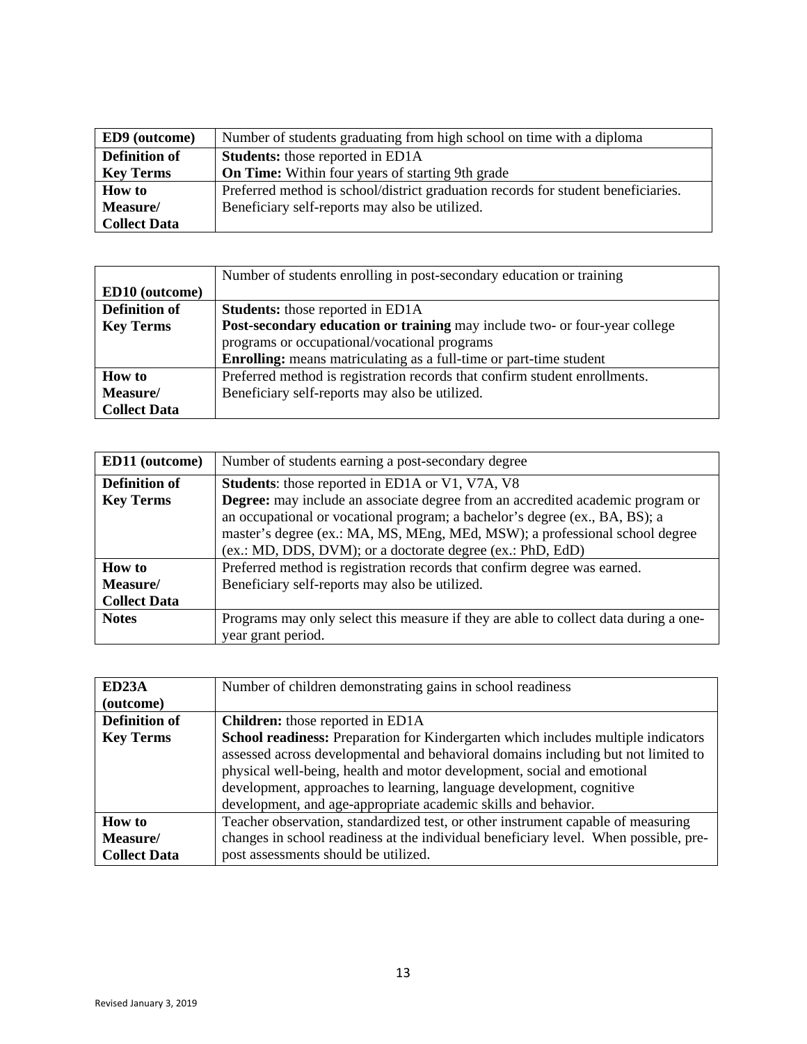| **ED9 (outcome)** | Number of students graduating from high school on time with a diploma |
|---|---|
| **Definition of Key Terms** | **Students:** those reported in ED1A<br>**On Time:** Within four years of starting 9th grade |
| **How to Measure/ Collect Data** | Preferred method is school/district graduation records for student beneficiaries. Beneficiary self-reports may also be utilized. |

| **ED10 (outcome)** | Number of students enrolling in post-secondary education or training |
|---|---|
| **Definition of Key Terms** | **Students:** those reported in ED1A<br>**Post-secondary education or training** may include two- or four-year college programs or occupational/vocational programs<br>**Enrolling:** means matriculating as a full-time or part-time student |
| **How to Measure/ Collect Data** | Preferred method is registration records that confirm student enrollments. Beneficiary self-reports may also be utilized. |

| **ED11 (outcome)** | Number of students earning a post-secondary degree |
|---|---|
| **Definition of Key Terms** | **Students**: those reported in ED1A or V1, V7A, V8<br>**Degree:** may include an associate degree from an accredited academic program or an occupational or vocational program; a bachelor's degree (ex., BA, BS); a master's degree (ex.: MA, MS, MEng, MEd, MSW); a professional school degree (ex.: MD, DDS, DVM); or a doctorate degree (ex.: PhD, EdD) |
| **How to Measure/ Collect Data** | Preferred method is registration records that confirm degree was earned. Beneficiary self-reports may also be utilized. |
| **Notes** | Programs may only select this measure if they are able to collect data during a one-year grant period. |

| **ED23A (outcome)** | Number of children demonstrating gains in school readiness |
|---|---|
| **Definition of Key Terms** | **Children:** those reported in ED1A<br>**School readiness:** Preparation for Kindergarten which includes multiple indicators assessed across developmental and behavioral domains including but not limited to physical well-being, health and motor development, social and emotional development, approaches to learning, language development, cognitive development, and age-appropriate academic skills and behavior. |
| **How to Measure/ Collect Data** | Teacher observation, standardized test, or other instrument capable of measuring changes in school readiness at the individual beneficiary level. When possible, pre-post assessments should be utilized. |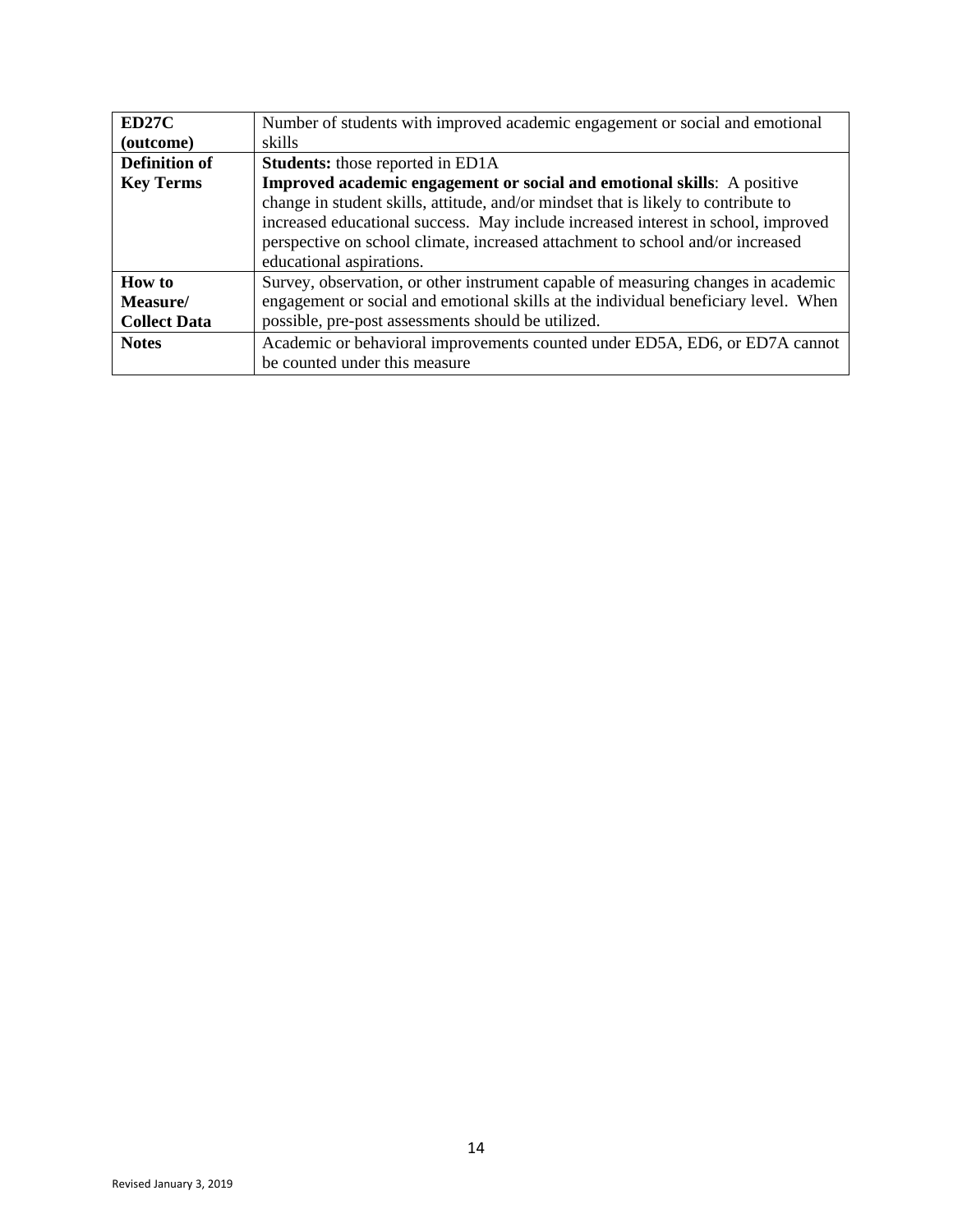| **ED27C (outcome)** | Number of students with improved academic engagement or social and emotional skills |
| --- | --- |
| **Definition of Key Terms** | **Students:** those reported in ED1A<br>**Improved academic engagement or social and emotional skills**: A positive change in student skills, attitude, and/or mindset that is likely to contribute to increased educational success. May include increased interest in school, improved perspective on school climate, increased attachment to school and/or increased educational aspirations. |
| **How to Measure/ Collect Data** | Survey, observation, or other instrument capable of measuring changes in academic engagement or social and emotional skills at the individual beneficiary level. When possible, pre-post assessments should be utilized. |
| **Notes** | Academic or behavioral improvements counted under ED5A, ED6, or ED7A cannot be counted under this measure |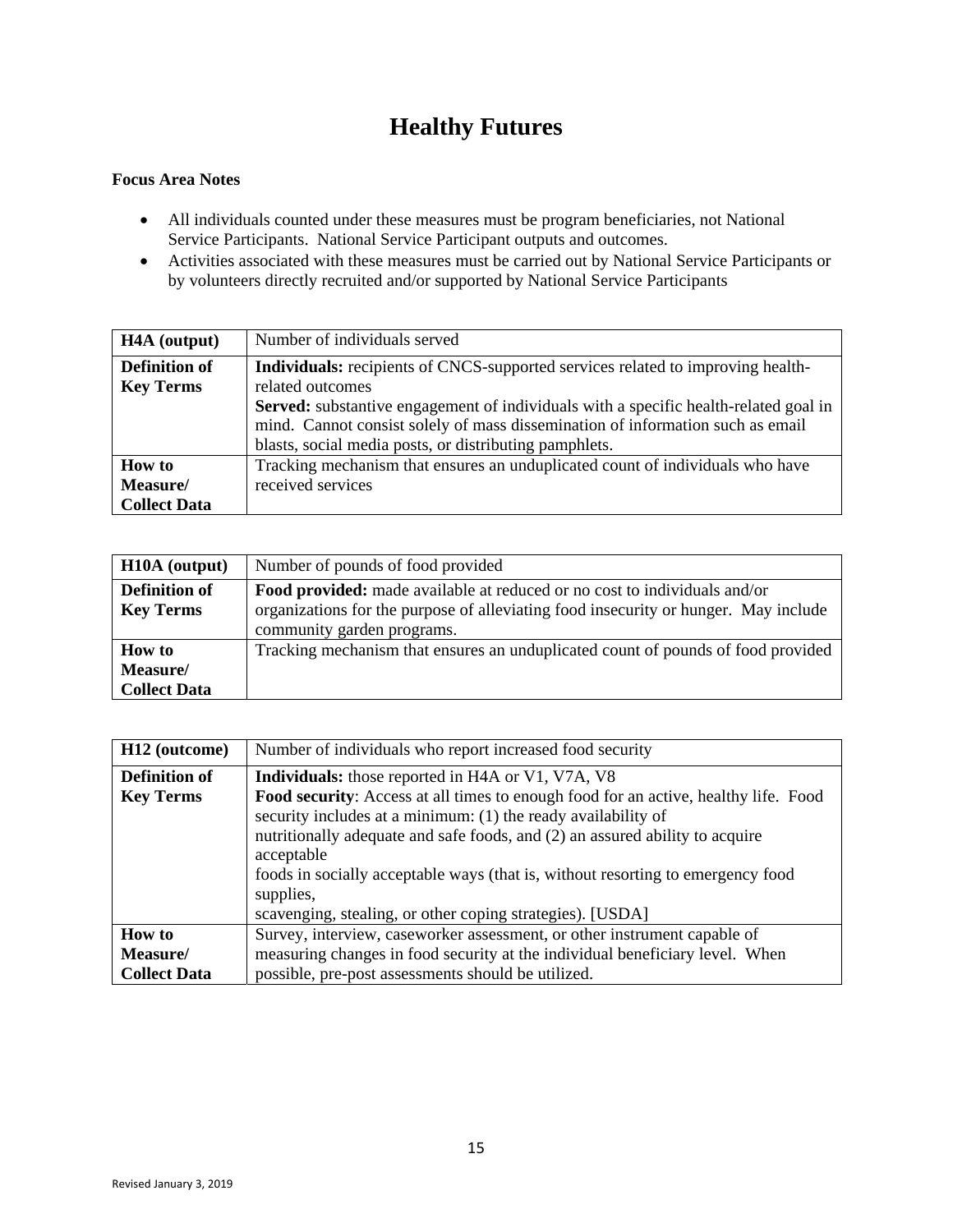# Healthy Futures

**Focus Area Notes**

- All individuals counted under these measures must be program beneficiaries, not National Service Participants. National Service Participant outputs and outcomes.
- Activities associated with these measures must be carried out by National Service Participants or by volunteers directly recruited and/or supported by National Service Participants

| **H4A (output)** | Number of individuals served |
|---|---|
| **Definition of Key Terms** | **Individuals:** recipients of CNCS-supported services related to improving health-related outcomes<br>**Served:** substantive engagement of individuals with a specific health-related goal in mind. Cannot consist solely of mass dissemination of information such as email blasts, social media posts, or distributing pamphlets. |
| **How to Measure/ Collect Data** | Tracking mechanism that ensures an unduplicated count of individuals who have received services |

| **H10A (output)** | Number of pounds of food provided |
|---|---|
| **Definition of Key Terms** | **Food provided:** made available at reduced or no cost to individuals and/or organizations for the purpose of alleviating food insecurity or hunger. May include community garden programs. |
| **How to Measure/ Collect Data** | Tracking mechanism that ensures an unduplicated count of pounds of food provided |

| **H12 (outcome)** | Number of individuals who report increased food security |
|---|---|
| **Definition of Key Terms** | **Individuals:** those reported in H4A or V1, V7A, V8<br>**Food security**: Access at all times to enough food for an active, healthy life. Food security includes at a minimum: (1) the ready availability of nutritionally adequate and safe foods, and (2) an assured ability to acquire acceptable foods in socially acceptable ways (that is, without resorting to emergency food supplies, scavenging, stealing, or other coping strategies). [USDA] |
| **How to Measure/ Collect Data** | Survey, interview, caseworker assessment, or other instrument capable of measuring changes in food security at the individual beneficiary level. When possible, pre-post assessments should be utilized. |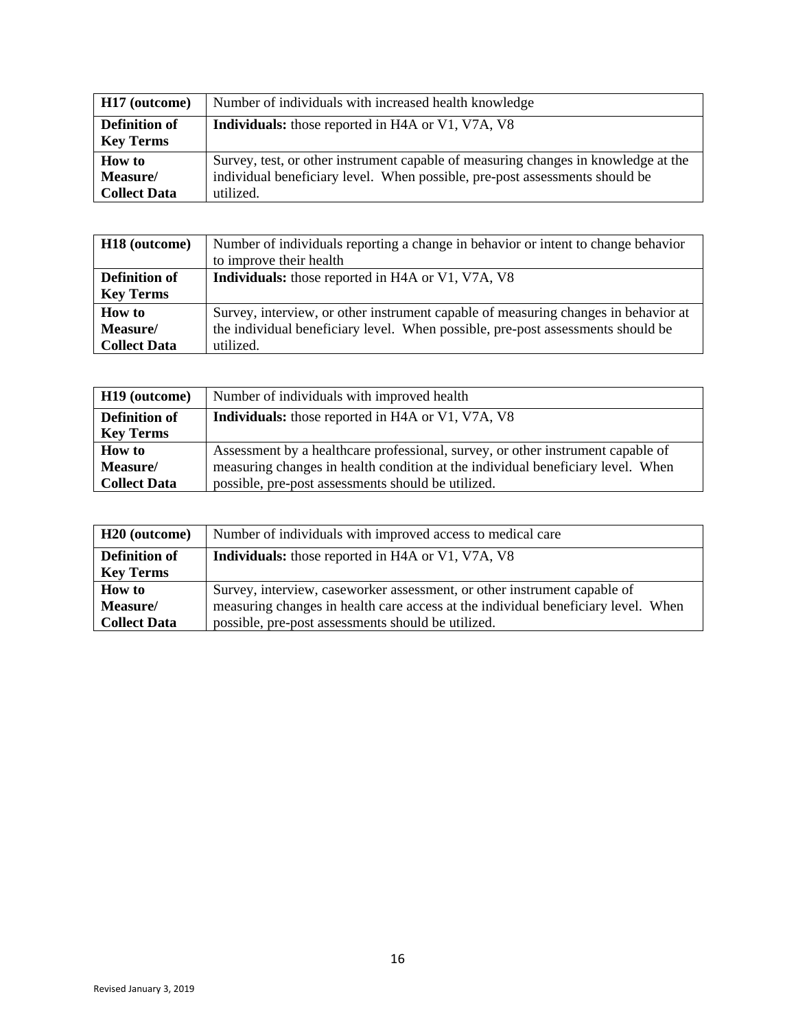| **H17 (outcome)** | Number of individuals with increased health knowledge |
|---|---|
| **Definition of Key Terms** | **Individuals:** those reported in H4A or V1, V7A, V8 |
| **How to Measure/ Collect Data** | Survey, test, or other instrument capable of measuring changes in knowledge at the individual beneficiary level. When possible, pre-post assessments should be utilized. |

| **H18 (outcome)** | Number of individuals reporting a change in behavior or intent to change behavior to improve their health |
|---|---|
| **Definition of Key Terms** | **Individuals:** those reported in H4A or V1, V7A, V8 |
| **How to Measure/ Collect Data** | Survey, interview, or other instrument capable of measuring changes in behavior at the individual beneficiary level. When possible, pre-post assessments should be utilized. |

| **H19 (outcome)** | Number of individuals with improved health |
|---|---|
| **Definition of Key Terms** | **Individuals:** those reported in H4A or V1, V7A, V8 |
| **How to Measure/ Collect Data** | Assessment by a healthcare professional, survey, or other instrument capable of measuring changes in health condition at the individual beneficiary level. When possible, pre-post assessments should be utilized. |

| **H20 (outcome)** | Number of individuals with improved access to medical care |
|---|---|
| **Definition of Key Terms** | **Individuals:** those reported in H4A or V1, V7A, V8 |
| **How to Measure/ Collect Data** | Survey, interview, caseworker assessment, or other instrument capable of measuring changes in health care access at the individual beneficiary level. When possible, pre-post assessments should be utilized. |

Revised January 3, 2019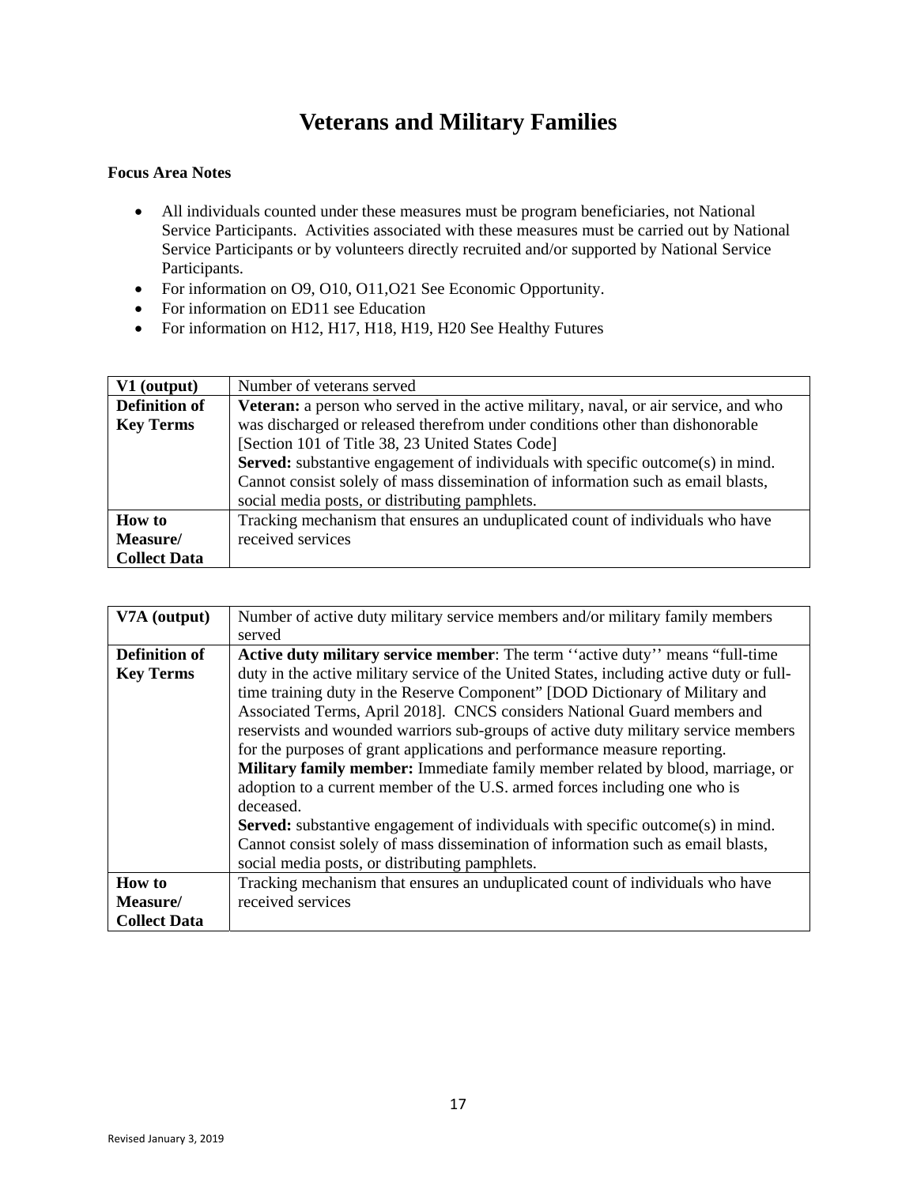# Veterans and Military Families

**Focus Area Notes**

- All individuals counted under these measures must be program beneficiaries, not National Service Participants. Activities associated with these measures must be carried out by National Service Participants or by volunteers directly recruited and/or supported by National Service Participants.
- For information on O9, O10, O11,O21 See Economic Opportunity.
- For information on ED11 see Education
- For information on H12, H17, H18, H19, H20 See Healthy Futures

| **V1 (output)** | Number of veterans served |
|---|---|
| **Definition of Key Terms** | **Veteran:** a person who served in the active military, naval, or air service, and who was discharged or released therefrom under conditions other than dishonorable [Section 101 of Title 38, 23 United States Code]<br>**Served:** substantive engagement of individuals with specific outcome(s) in mind. Cannot consist solely of mass dissemination of information such as email blasts, social media posts, or distributing pamphlets. |
| **How to Measure/ Collect Data** | Tracking mechanism that ensures an unduplicated count of individuals who have received services |

| **V7A (output)** | Number of active duty military service members and/or military family members served |
|---|---|
| **Definition of Key Terms** | **Active duty military service member**: The term ''active duty'' means "full-time duty in the active military service of the United States, including active duty or full-time training duty in the Reserve Component" [DOD Dictionary of Military and Associated Terms, April 2018]. CNCS considers National Guard members and reservists and wounded warriors sub-groups of active duty military service members for the purposes of grant applications and performance measure reporting.<br>**Military family member:** Immediate family member related by blood, marriage, or adoption to a current member of the U.S. armed forces including one who is deceased.<br>**Served:** substantive engagement of individuals with specific outcome(s) in mind. Cannot consist solely of mass dissemination of information such as email blasts, social media posts, or distributing pamphlets. |
| **How to Measure/ Collect Data** | Tracking mechanism that ensures an unduplicated count of individuals who have received services |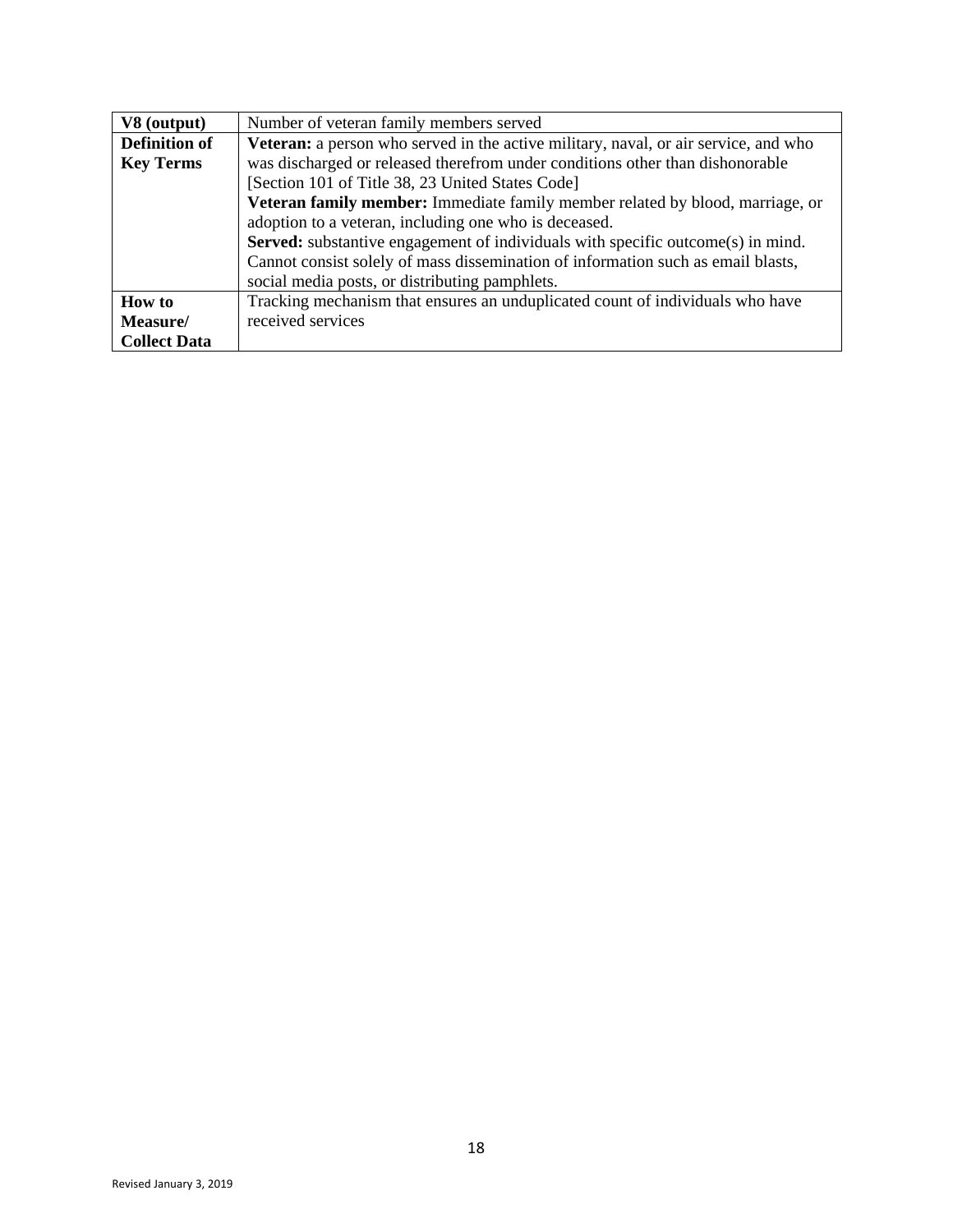| **V8 (output)** | Number of veteran family members served |
| --- | --- |
| **Definition of Key Terms** | **Veteran:** a person who served in the active military, naval, or air service, and who was discharged or released therefrom under conditions other than dishonorable [Section 101 of Title 38, 23 United States Code]<br>**Veteran family member:** Immediate family member related by blood, marriage, or adoption to a veteran, including one who is deceased.<br>**Served:** substantive engagement of individuals with specific outcome(s) in mind. Cannot consist solely of mass dissemination of information such as email blasts, social media posts, or distributing pamphlets. |
| **How to Measure/ Collect Data** | Tracking mechanism that ensures an unduplicated count of individuals who have received services |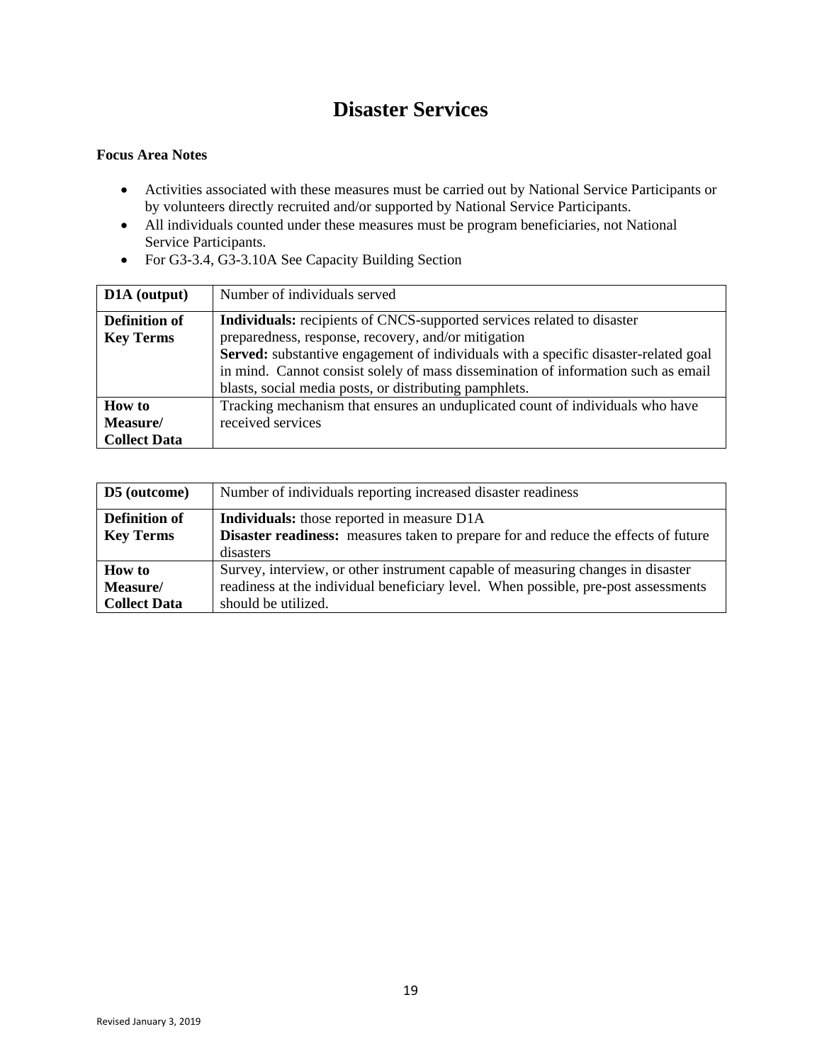# Disaster Services

**Focus Area Notes**

- Activities associated with these measures must be carried out by National Service Participants or by volunteers directly recruited and/or supported by National Service Participants.
- All individuals counted under these measures must be program beneficiaries, not National Service Participants.
- For G3-3.4, G3-3.10A See Capacity Building Section

| **D1A (output)** | Number of individuals served |
|---|---|
| **Definition of Key Terms** | **Individuals:** recipients of CNCS-supported services related to disaster preparedness, response, recovery, and/or mitigation<br>**Served:** substantive engagement of individuals with a specific disaster-related goal in mind. Cannot consist solely of mass dissemination of information such as email blasts, social media posts, or distributing pamphlets. |
| **How to Measure/ Collect Data** | Tracking mechanism that ensures an unduplicated count of individuals who have received services |

| **D5 (outcome)** | Number of individuals reporting increased disaster readiness |
|---|---|
| **Definition of Key Terms** | **Individuals:** those reported in measure D1A<br>**Disaster readiness:** measures taken to prepare for and reduce the effects of future disasters |
| **How to Measure/ Collect Data** | Survey, interview, or other instrument capable of measuring changes in disaster readiness at the individual beneficiary level. When possible, pre-post assessments should be utilized. |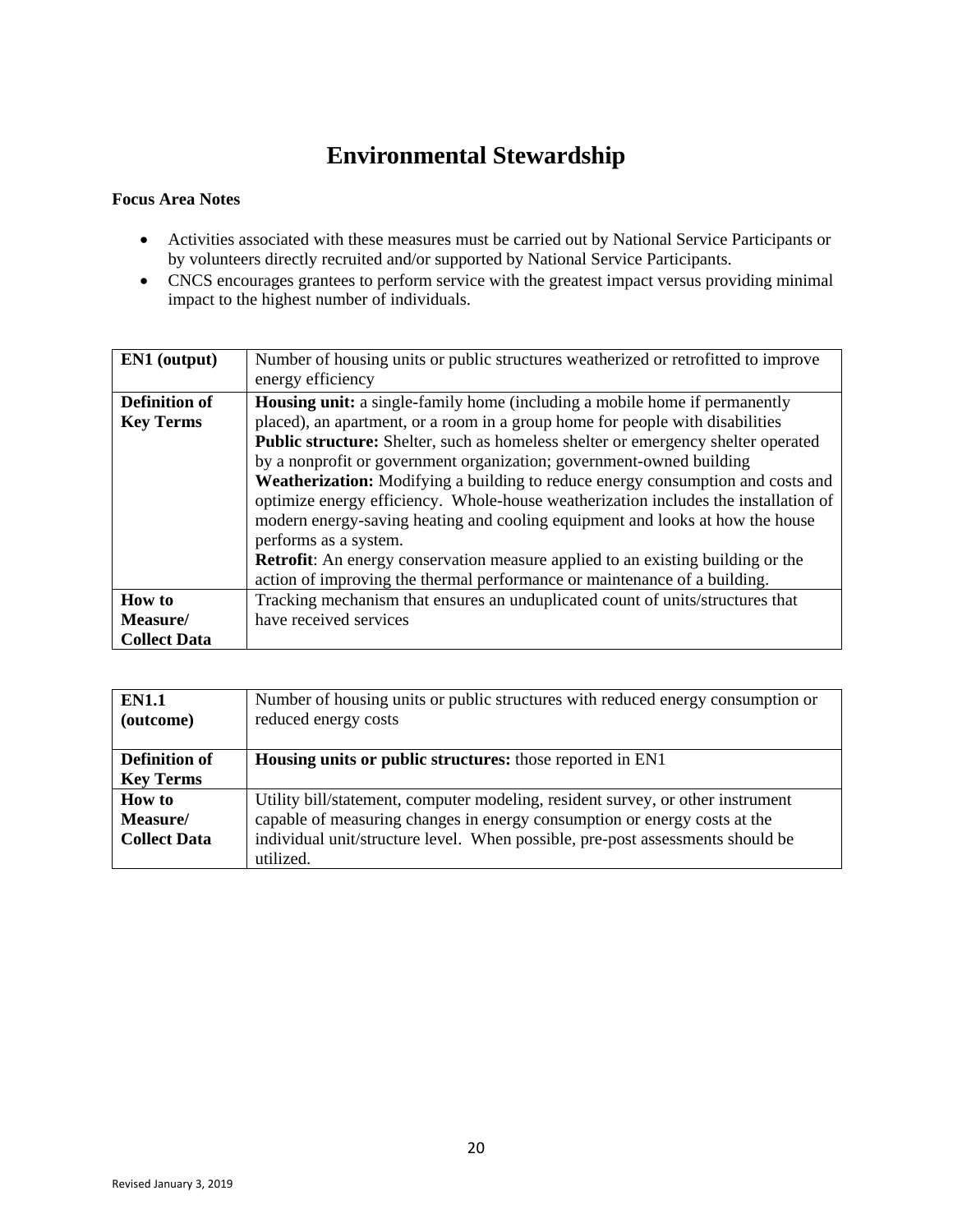# Environmental Stewardship

**Focus Area Notes**

- Activities associated with these measures must be carried out by National Service Participants or by volunteers directly recruited and/or supported by National Service Participants.
- CNCS encourages grantees to perform service with the greatest impact versus providing minimal impact to the highest number of individuals.

| **EN1 (output)** | Number of housing units or public structures weatherized or retrofitted to improve energy efficiency |
|---|---|
| **Definition of Key Terms** | **Housing unit:** a single-family home (including a mobile home if permanently placed), an apartment, or a room in a group home for people with disabilities<br>**Public structure:** Shelter, such as homeless shelter or emergency shelter operated by a nonprofit or government organization; government-owned building<br>**Weatherization:** Modifying a building to reduce energy consumption and costs and optimize energy efficiency. Whole-house weatherization includes the installation of modern energy-saving heating and cooling equipment and looks at how the house performs as a system.<br>**Retrofit**: An energy conservation measure applied to an existing building or the action of improving the thermal performance or maintenance of a building. |
| **How to Measure/ Collect Data** | Tracking mechanism that ensures an unduplicated count of units/structures that have received services |

| **EN1.1 (outcome)** | Number of housing units or public structures with reduced energy consumption or reduced energy costs |
|---|---|
| **Definition of Key Terms** | **Housing units or public structures:** those reported in EN1 |
| **How to Measure/ Collect Data** | Utility bill/statement, computer modeling, resident survey, or other instrument capable of measuring changes in energy consumption or energy costs at the individual unit/structure level. When possible, pre-post assessments should be utilized. |

Revised January 3, 2019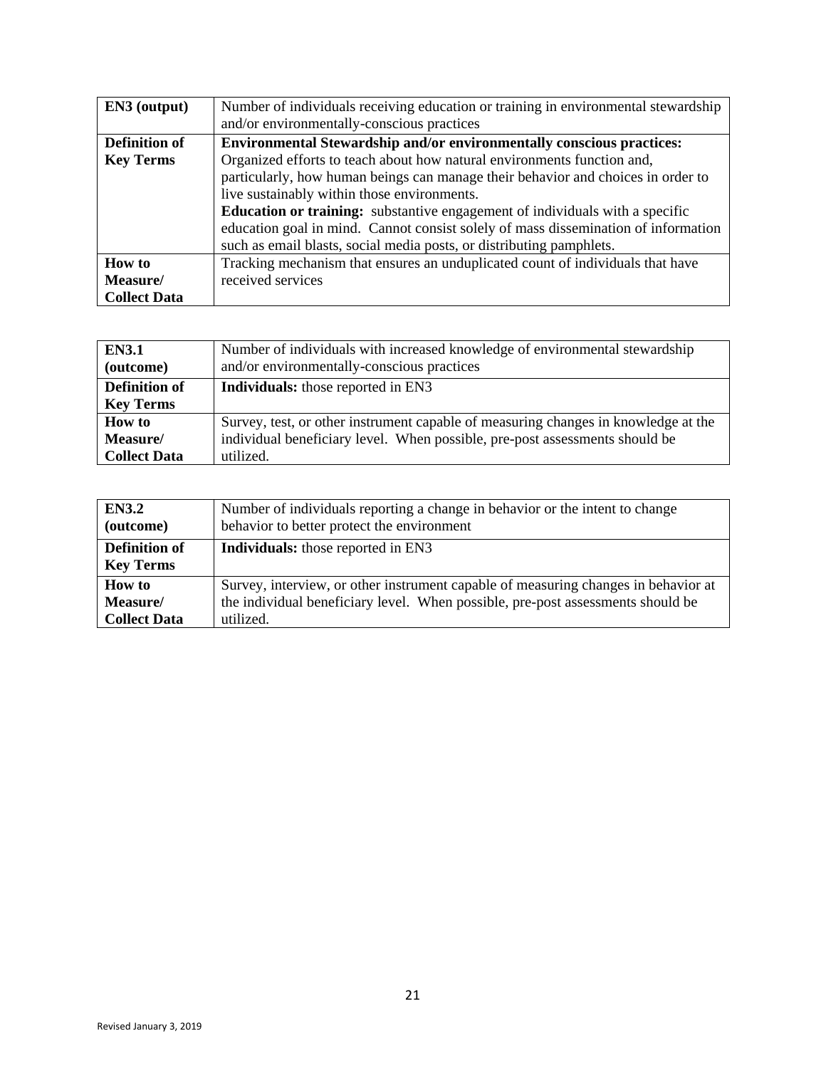| | |
|---|---|
| **EN3 (output)** | Number of individuals receiving education or training in environmental stewardship and/or environmentally-conscious practices |
| **Definition of Key Terms** | **Environmental Stewardship and/or environmentally conscious practices:** Organized efforts to teach about how natural environments function and, particularly, how human beings can manage their behavior and choices in order to live sustainably within those environments.<br>**Education or training:** substantive engagement of individuals with a specific education goal in mind. Cannot consist solely of mass dissemination of information such as email blasts, social media posts, or distributing pamphlets. |
| **How to Measure/ Collect Data** | Tracking mechanism that ensures an unduplicated count of individuals that have received services |

| | |
|---|---|
| **EN3.1 (outcome)** | Number of individuals with increased knowledge of environmental stewardship and/or environmentally-conscious practices |
| **Definition of Key Terms** | **Individuals:** those reported in EN3 |
| **How to Measure/ Collect Data** | Survey, test, or other instrument capable of measuring changes in knowledge at the individual beneficiary level. When possible, pre-post assessments should be utilized. |

| | |
|---|---|
| **EN3.2 (outcome)** | Number of individuals reporting a change in behavior or the intent to change behavior to better protect the environment |
| **Definition of Key Terms** | **Individuals:** those reported in EN3 |
| **How to Measure/ Collect Data** | Survey, interview, or other instrument capable of measuring changes in behavior at the individual beneficiary level. When possible, pre-post assessments should be utilized. |

Revised January 3, 2019